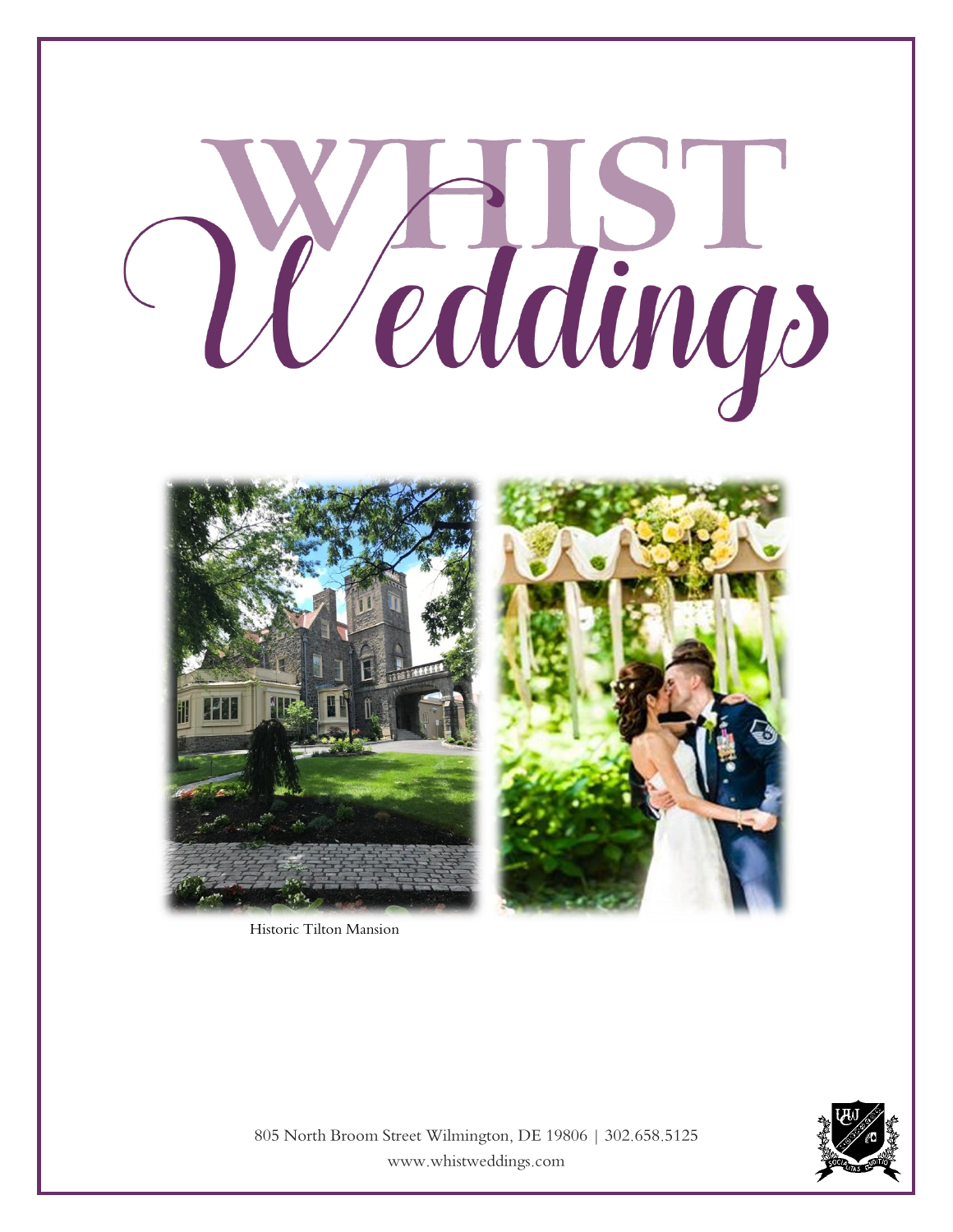# WHIST Weddings

Historic Tilton Mansion

805 North Broom Street Wilmington, DE 19806 | 302.658.5125

www.whistweddings.com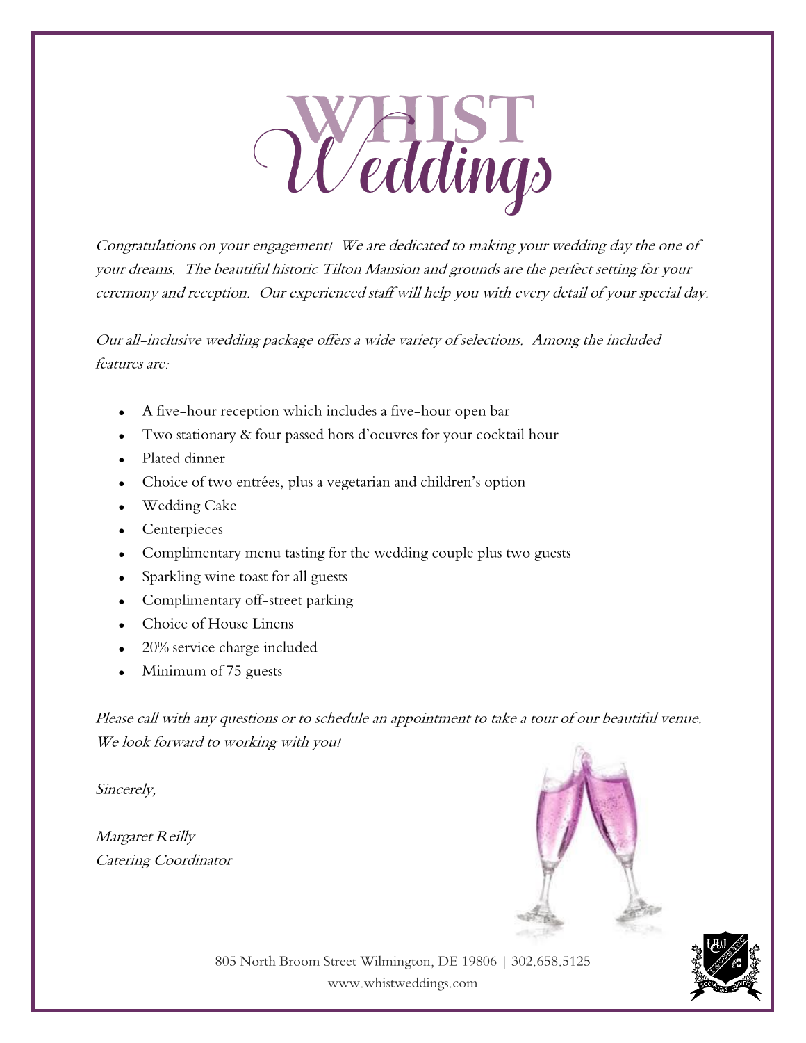# WHIST Weddings

*Congratulations on your engagement! We are dedicated to making your wedding day the one of your dreams. The beautiful historic Tilton Mansion and grounds are the perfect setting for your ceremony and reception. Our experienced staff will help you with every detail of your special day.*

*Our all-inclusive wedding package offers a wide variety of selections. Among the included features are:*

- A five-hour reception which includes a five-hour open bar
- Two stationary & four passed hors d'oeuvres for your cocktail hour
- Plated dinner
- Choice of two entrées, plus a vegetarian and children's option
- Wedding Cake
- Centerpieces
- Complimentary menu tasting for the wedding couple plus two guests
- Sparkling wine toast for all guests
- Complimentary off-street parking
- Choice of House Linens
- 20% service charge included
- Minimum of 75 guests

*Please call with any questions or to schedule an appointment to take a tour of our beautiful venue. We look forward to working with you!*

*Sincerely,*

*Margaret Reilly*
*Catering Coordinator*

805 North Broom Street Wilmington, DE 19806 | 302.658.5125
www.whistweddings.com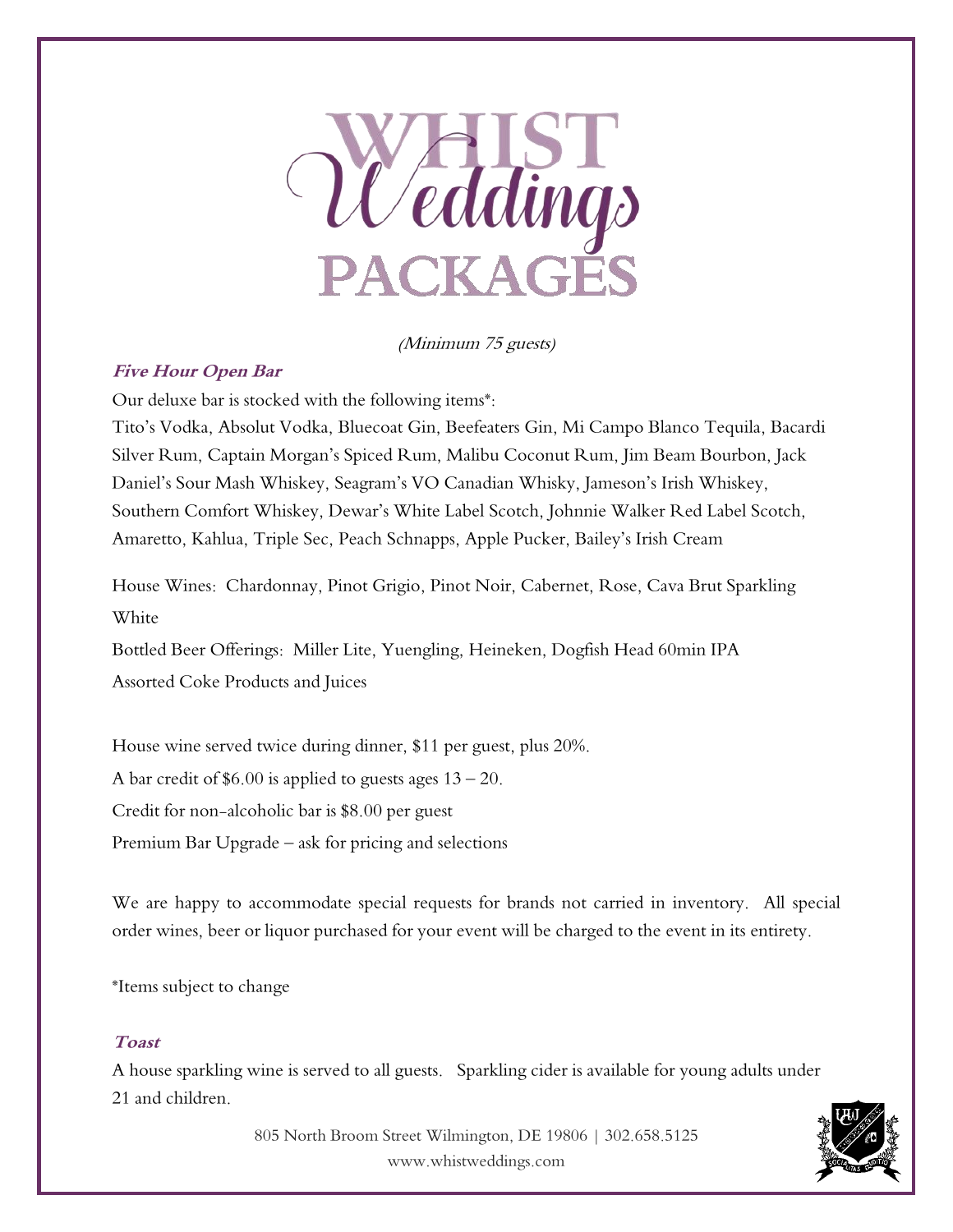# WHIST Weddings PACKAGES

*(Minimum 75 guests)*

### *Five Hour Open Bar*

Our deluxe bar is stocked with the following items*:

Tito's Vodka, Absolut Vodka, Bluecoat Gin, Beefeaters Gin, Mi Campo Blanco Tequila, Bacardi Silver Rum, Captain Morgan's Spiced Rum, Malibu Coconut Rum, Jim Beam Bourbon, Jack Daniel's Sour Mash Whiskey, Seagram's VO Canadian Whisky, Jameson's Irish Whiskey, Southern Comfort Whiskey, Dewar's White Label Scotch, Johnnie Walker Red Label Scotch, Amaretto, Kahlua, Triple Sec, Peach Schnapps, Apple Pucker, Bailey's Irish Cream

House Wines: Chardonnay, Pinot Grigio, Pinot Noir, Cabernet, Rose, Cava Brut Sparkling White

Bottled Beer Offerings: Miller Lite, Yuengling, Heineken, Dogfish Head 60min IPA

Assorted Coke Products and Juices

House wine served twice during dinner, $11 per guest, plus 20%.

A bar credit of $6.00 is applied to guests ages 13 – 20.

Credit for non-alcoholic bar is $8.00 per guest

Premium Bar Upgrade – ask for pricing and selections

We are happy to accommodate special requests for brands not carried in inventory. All special order wines, beer or liquor purchased for your event will be charged to the event in its entirety.

*Items subject to change

### *Toast*

A house sparkling wine is served to all guests. Sparkling cider is available for young adults under 21 and children.

805 North Broom Street Wilmington, DE 19806 | 302.658.5125
www.whistweddings.com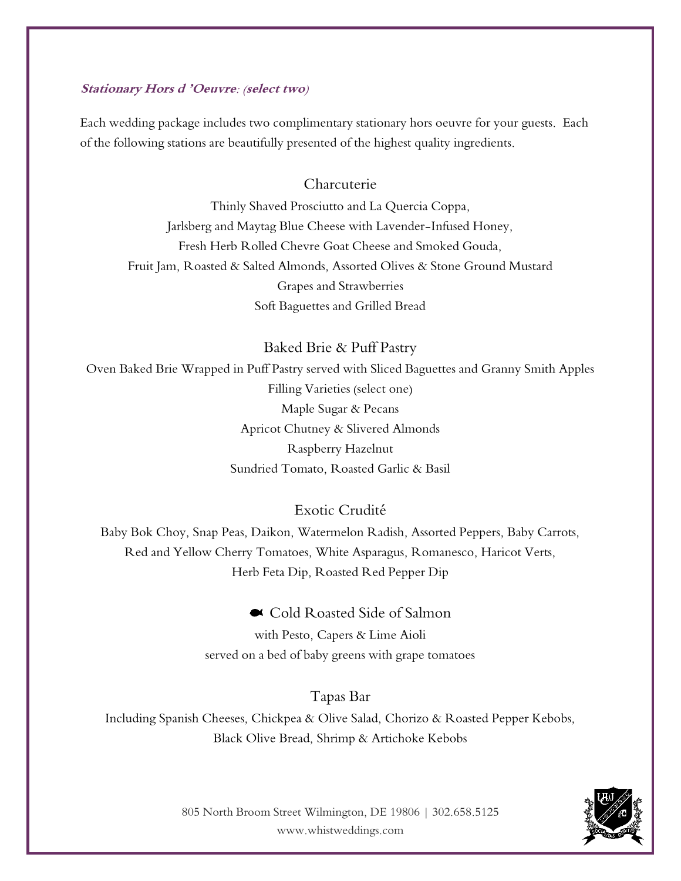***Stationary Hors d 'Oeuvre**: (**select two**)*

Each wedding package includes two complimentary stationary hors oeuvre for your guests. Each of the following stations are beautifully presented of the highest quality ingredients.

## Charcuterie

Thinly Shaved Prosciutto and La Quercia Coppa,
Jarlsberg and Maytag Blue Cheese with Lavender-Infused Honey,
Fresh Herb Rolled Chevre Goat Cheese and Smoked Gouda,
Fruit Jam, Roasted & Salted Almonds, Assorted Olives & Stone Ground Mustard
Grapes and Strawberries
Soft Baguettes and Grilled Bread

## Baked Brie & Puff Pastry

Oven Baked Brie Wrapped in Puff Pastry served with Sliced Baguettes and Granny Smith Apples
Filling Varieties (select one)
Maple Sugar & Pecans
Apricot Chutney & Slivered Almonds
Raspberry Hazelnut
Sundried Tomato, Roasted Garlic & Basil

## Exotic Crudité

Baby Bok Choy, Snap Peas, Daikon, Watermelon Radish, Assorted Peppers, Baby Carrots,
Red and Yellow Cherry Tomatoes, White Asparagus, Romanesco, Haricot Verts,
Herb Feta Dip, Roasted Red Pepper Dip

## Cold Roasted Side of Salmon

with Pesto, Capers & Lime Aioli
served on a bed of baby greens with grape tomatoes

## Tapas Bar

Including Spanish Cheeses, Chickpea & Olive Salad, Chorizo & Roasted Pepper Kebobs,
Black Olive Bread, Shrimp & Artichoke Kebobs

805 North Broom Street Wilmington, DE 19806 | 302.658.5125
www.whistweddings.com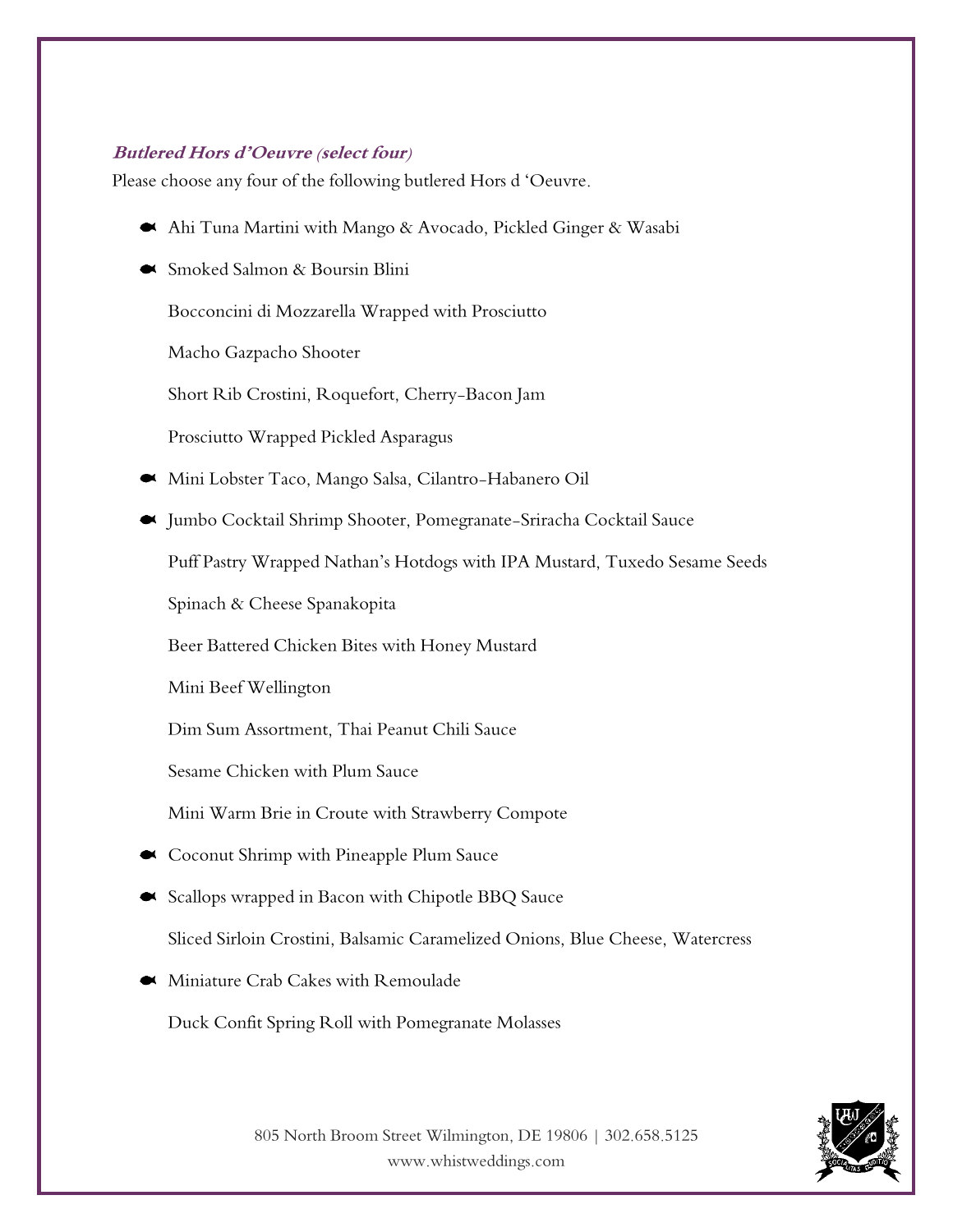***Butlered Hors d'Oeuvre (select four)***

Please choose any four of the following butlered Hors d 'Oeuvre.

- Ahi Tuna Martini with Mango & Avocado, Pickled Ginger & Wasabi
- Smoked Salmon & Boursin Blini
- Bocconcini di Mozzarella Wrapped with Prosciutto
- Macho Gazpacho Shooter
- Short Rib Crostini, Roquefort, Cherry-Bacon Jam
- Prosciutto Wrapped Pickled Asparagus
- Mini Lobster Taco, Mango Salsa, Cilantro-Habanero Oil
- Jumbo Cocktail Shrimp Shooter, Pomegranate-Sriracha Cocktail Sauce
- Puff Pastry Wrapped Nathan's Hotdogs with IPA Mustard, Tuxedo Sesame Seeds
- Spinach & Cheese Spanakopita
- Beer Battered Chicken Bites with Honey Mustard
- Mini Beef Wellington
- Dim Sum Assortment, Thai Peanut Chili Sauce
- Sesame Chicken with Plum Sauce
- Mini Warm Brie in Croute with Strawberry Compote
- Coconut Shrimp with Pineapple Plum Sauce
- Scallops wrapped in Bacon with Chipotle BBQ Sauce
- Sliced Sirloin Crostini, Balsamic Caramelized Onions, Blue Cheese, Watercress
- Miniature Crab Cakes with Remoulade
- Duck Confit Spring Roll with Pomegranate Molasses

805 North Broom Street Wilmington, DE 19806 | 302.658.5125
www.whistweddings.com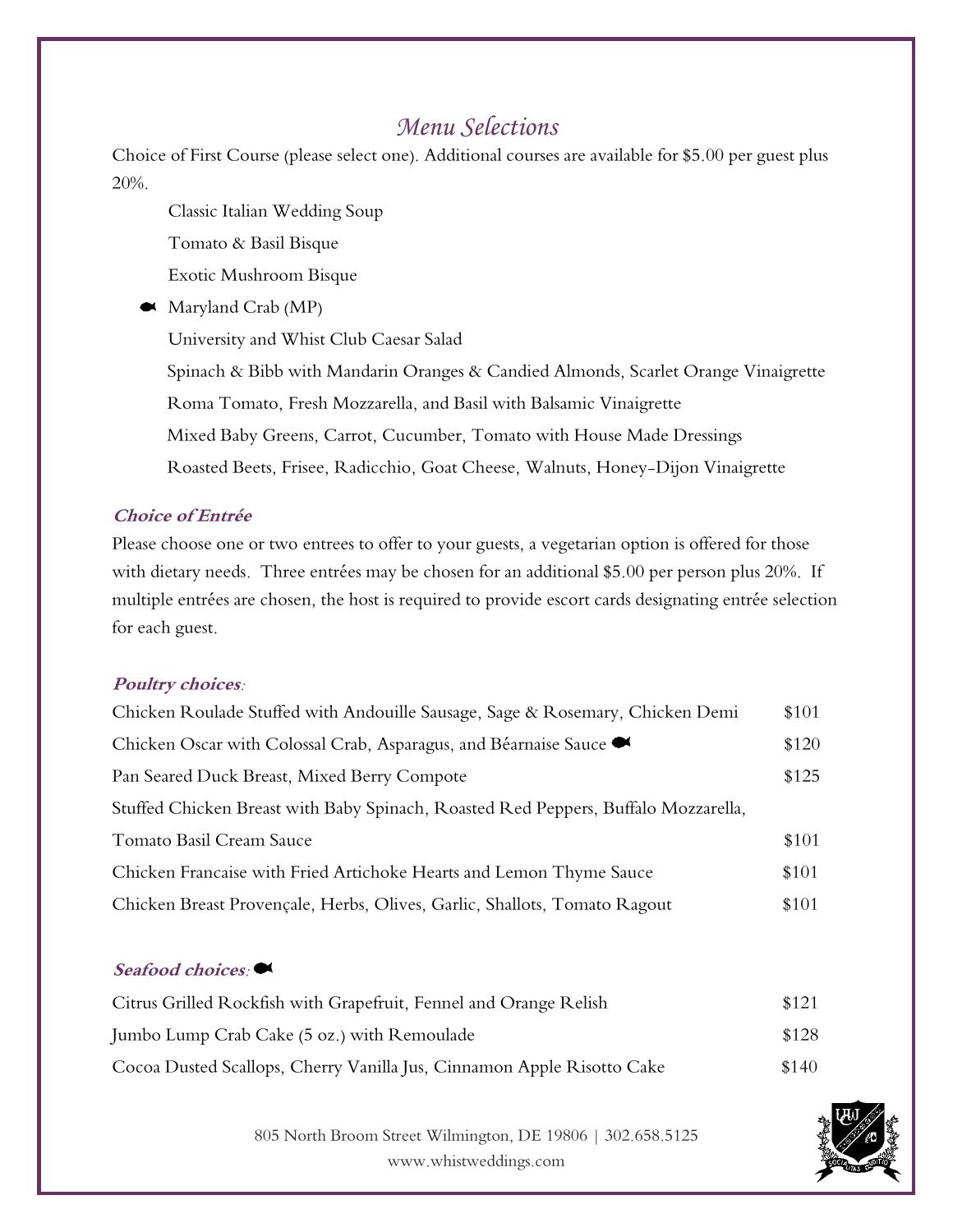# *Menu Selections*

Choice of First Course (please select one). Additional courses are available for $5.00 per guest plus 20%.

- Classic Italian Wedding Soup
- Tomato & Basil Bisque
- Exotic Mushroom Bisque
- 🐟 Maryland Crab (MP)
- University and Whist Club Caesar Salad
- Spinach & Bibb with Mandarin Oranges & Candied Almonds, Scarlet Orange Vinaigrette
- Roma Tomato, Fresh Mozzarella, and Basil with Balsamic Vinaigrette
- Mixed Baby Greens, Carrot, Cucumber, Tomato with House Made Dressings
- Roasted Beets, Frisee, Radicchio, Goat Cheese, Walnuts, Honey-Dijon Vinaigrette

### ***Choice of Entrée***

Please choose one or two entrees to offer to your guests, a vegetarian option is offered for those with dietary needs. Three entrées may be chosen for an additional $5.00 per person plus 20%. If multiple entrées are chosen, the host is required to provide escort cards designating entrée selection for each guest.

### ***Poultry choices:***

| | |
|---|---|
| Chicken Roulade Stuffed with Andouille Sausage, Sage & Rosemary, Chicken Demi | $101 |
| Chicken Oscar with Colossal Crab, Asparagus, and Béarnaise Sauce 🐟 | $120 |
| Pan Seared Duck Breast, Mixed Berry Compote | $125 |
| Stuffed Chicken Breast with Baby Spinach, Roasted Red Peppers, Buffalo Mozzarella, Tomato Basil Cream Sauce | $101 |
| Chicken Francaise with Fried Artichoke Hearts and Lemon Thyme Sauce | $101 |
| Chicken Breast Provençale, Herbs, Olives, Garlic, Shallots, Tomato Ragout | $101 |

### ***Seafood choices:*** 🐟

| | |
|---|---|
| Citrus Grilled Rockfish with Grapefruit, Fennel and Orange Relish | $121 |
| Jumbo Lump Crab Cake (5 oz.) with Remoulade | $128 |
| Cocoa Dusted Scallops, Cherry Vanilla Jus, Cinnamon Apple Risotto Cake | $140 |

805 North Broom Street Wilmington, DE 19806 | 302.658.5125
www.whistweddings.com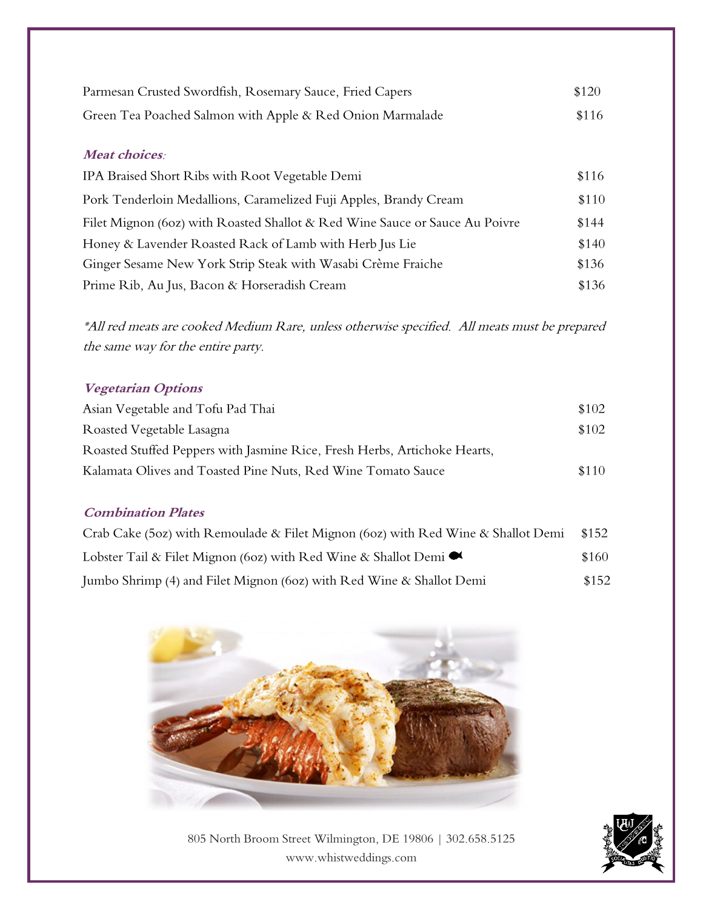Parmesan Crusted Swordfish, Rosemary Sauce, Fried Capers $120

Green Tea Poached Salmon with Apple & Red Onion Marmalade $116

***Meat choices**:*

IPA Braised Short Ribs with Root Vegetable Demi $116

Pork Tenderloin Medallions, Caramelized Fuji Apples, Brandy Cream $110

Filet Mignon (6oz) with Roasted Shallot & Red Wine Sauce or Sauce Au Poivre $144

Honey & Lavender Roasted Rack of Lamb with Herb Jus Lie $140

Ginger Sesame New York Strip Steak with Wasabi Crème Fraiche $136

Prime Rib, Au Jus, Bacon & Horseradish Cream $136

*\*All red meats are cooked Medium Rare, unless otherwise specified. All meats must be prepared the same way for the entire party.*

***Vegetarian Options***

Asian Vegetable and Tofu Pad Thai $102

Roasted Vegetable Lasagna $102

Roasted Stuffed Peppers with Jasmine Rice, Fresh Herbs, Artichoke Hearts, Kalamata Olives and Toasted Pine Nuts, Red Wine Tomato Sauce $110

***Combination Plates***

Crab Cake (5oz) with Remoulade & Filet Mignon (6oz) with Red Wine & Shallot Demi $152

Lobster Tail & Filet Mignon (6oz) with Red Wine & Shallot Demi $160

Jumbo Shrimp (4) and Filet Mignon (6oz) with Red Wine & Shallot Demi $152

805 North Broom Street Wilmington, DE 19806 | 302.658.5125
www.whistweddings.com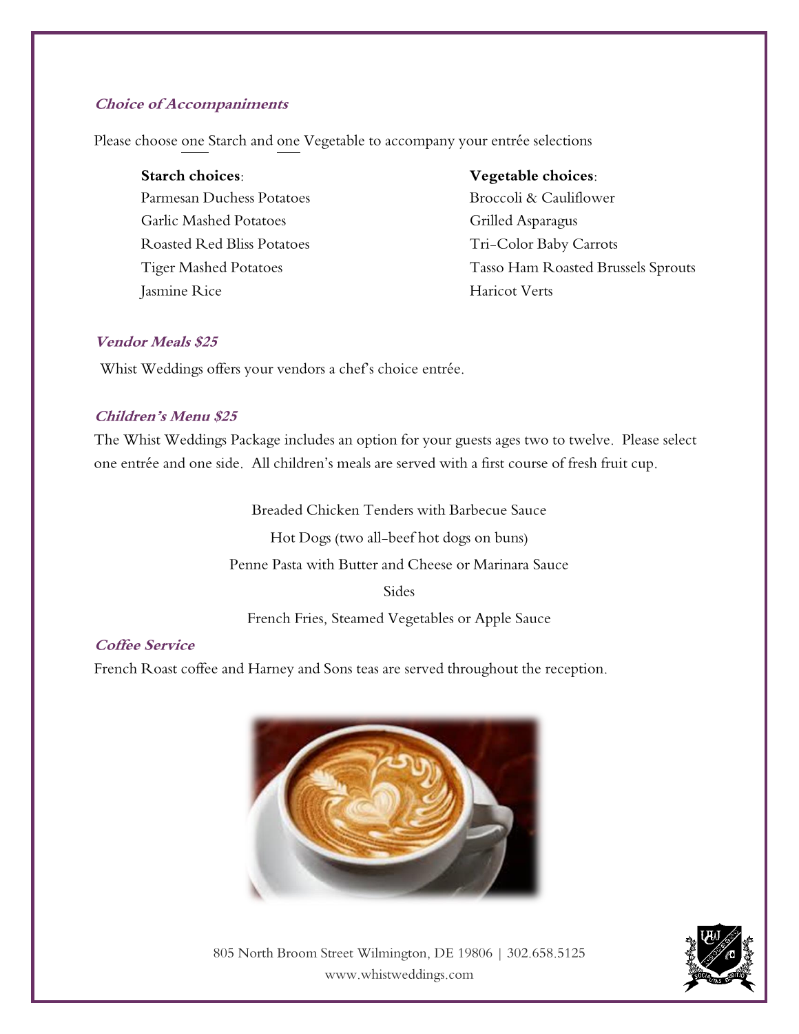### *Choice of Accompaniments*

Please choose one Starch and one Vegetable to accompany your entrée selections

**Starch choices**:
- Parmesan Duchess Potatoes
- Garlic Mashed Potatoes
- Roasted Red Bliss Potatoes
- Tiger Mashed Potatoes
- Jasmine Rice

**Vegetable choices**:
- Broccoli & Cauliflower
- Grilled Asparagus
- Tri-Color Baby Carrots
- Tasso Ham Roasted Brussels Sprouts
- Haricot Verts

### *Vendor Meals $25*

Whist Weddings offers your vendors a chef's choice entrée.

### *Children's Menu $25*

The Whist Weddings Package includes an option for your guests ages two to twelve. Please select one entrée and one side. All children's meals are served with a first course of fresh fruit cup.

Breaded Chicken Tenders with Barbecue Sauce

Hot Dogs (two all-beef hot dogs on buns)

Penne Pasta with Butter and Cheese or Marinara Sauce

Sides

French Fries, Steamed Vegetables or Apple Sauce

### *Coffee Service*

French Roast coffee and Harney and Sons teas are served throughout the reception.

805 North Broom Street Wilmington, DE 19806 | 302.658.5125
www.whistweddings.com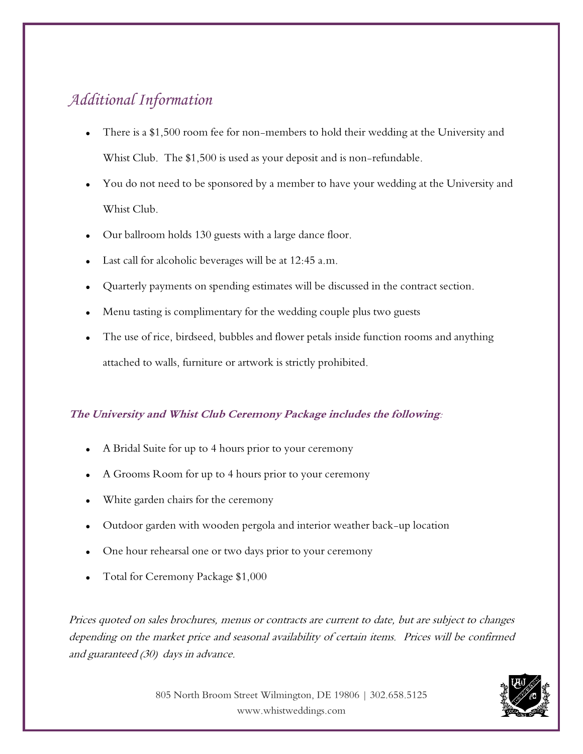## *Additional Information*

- There is a $1,500 room fee for non-members to hold their wedding at the University and Whist Club. The $1,500 is used as your deposit and is non-refundable.
- You do not need to be sponsored by a member to have your wedding at the University and Whist Club.
- Our ballroom holds 130 guests with a large dance floor.
- Last call for alcoholic beverages will be at 12:45 a.m.
- Quarterly payments on spending estimates will be discussed in the contract section.
- Menu tasting is complimentary for the wedding couple plus two guests
- The use of rice, birdseed, bubbles and flower petals inside function rooms and anything attached to walls, furniture or artwork is strictly prohibited.

***The University and Whist Club Ceremony Package includes the following*:**

- A Bridal Suite for up to 4 hours prior to your ceremony
- A Grooms Room for up to 4 hours prior to your ceremony
- White garden chairs for the ceremony
- Outdoor garden with wooden pergola and interior weather back-up location
- One hour rehearsal one or two days prior to your ceremony
- Total for Ceremony Package $1,000

*Prices quoted on sales brochures, menus or contracts are current to date, but are subject to changes depending on the market price and seasonal availability of certain items. Prices will be confirmed and guaranteed (30) days in advance.*

805 North Broom Street Wilmington, DE 19806 | 302.658.5125
www.whistweddings.com